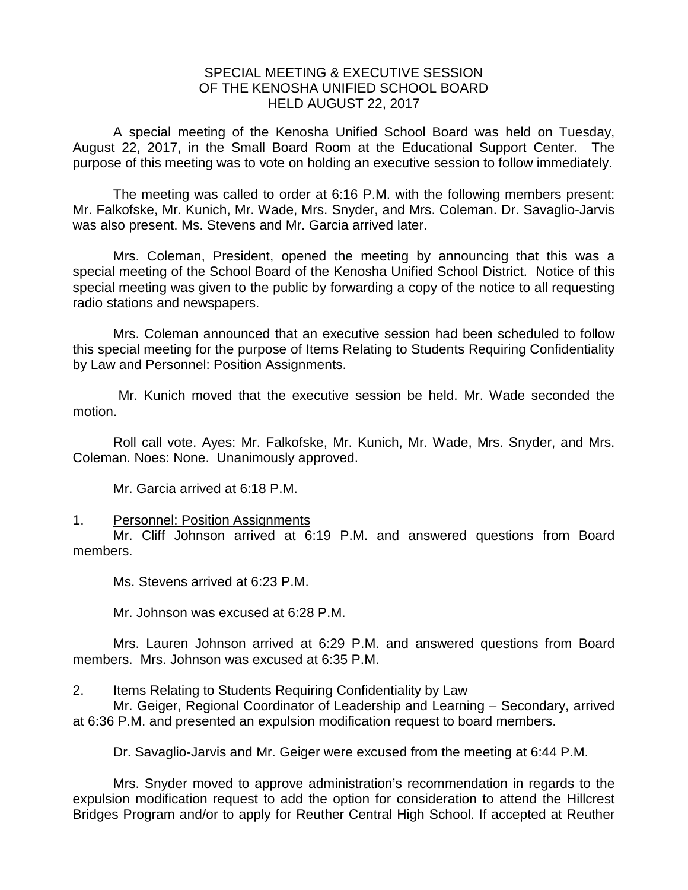# SPECIAL MEETING & EXECUTIVE SESSION OF THE KENOSHA UNIFIED SCHOOL BOARD HELD AUGUST 22, 2017

A special meeting of the Kenosha Unified School Board was held on Tuesday, August 22, 2017, in the Small Board Room at the Educational Support Center. The purpose of this meeting was to vote on holding an executive session to follow immediately.

The meeting was called to order at 6:16 P.M. with the following members present: Mr. Falkofske, Mr. Kunich, Mr. Wade, Mrs. Snyder, and Mrs. Coleman. Dr. Savaglio-Jarvis was also present. Ms. Stevens and Mr. Garcia arrived later.

Mrs. Coleman, President, opened the meeting by announcing that this was a special meeting of the School Board of the Kenosha Unified School District. Notice of this special meeting was given to the public by forwarding a copy of the notice to all requesting radio stations and newspapers.

Mrs. Coleman announced that an executive session had been scheduled to follow this special meeting for the purpose of Items Relating to Students Requiring Confidentiality by Law and Personnel: Position Assignments.

Mr. Kunich moved that the executive session be held. Mr. Wade seconded the motion.

Roll call vote. Ayes: Mr. Falkofske, Mr. Kunich, Mr. Wade, Mrs. Snyder, and Mrs. Coleman. Noes: None. Unanimously approved.

Mr. Garcia arrived at 6:18 P.M.

1. Personnel: Position Assignments

Mr. Cliff Johnson arrived at 6:19 P.M. and answered questions from Board members.

Ms. Stevens arrived at 6:23 P.M.

Mr. Johnson was excused at 6:28 P.M.

Mrs. Lauren Johnson arrived at 6:29 P.M. and answered questions from Board members. Mrs. Johnson was excused at 6:35 P.M.

2. Items Relating to Students Requiring Confidentiality by Law

Mr. Geiger, Regional Coordinator of Leadership and Learning – Secondary, arrived at 6:36 P.M. and presented an expulsion modification request to board members.

Dr. Savaglio-Jarvis and Mr. Geiger were excused from the meeting at 6:44 P.M.

Mrs. Snyder moved to approve administration's recommendation in regards to the expulsion modification request to add the option for consideration to attend the Hillcrest Bridges Program and/or to apply for Reuther Central High School. If accepted at Reuther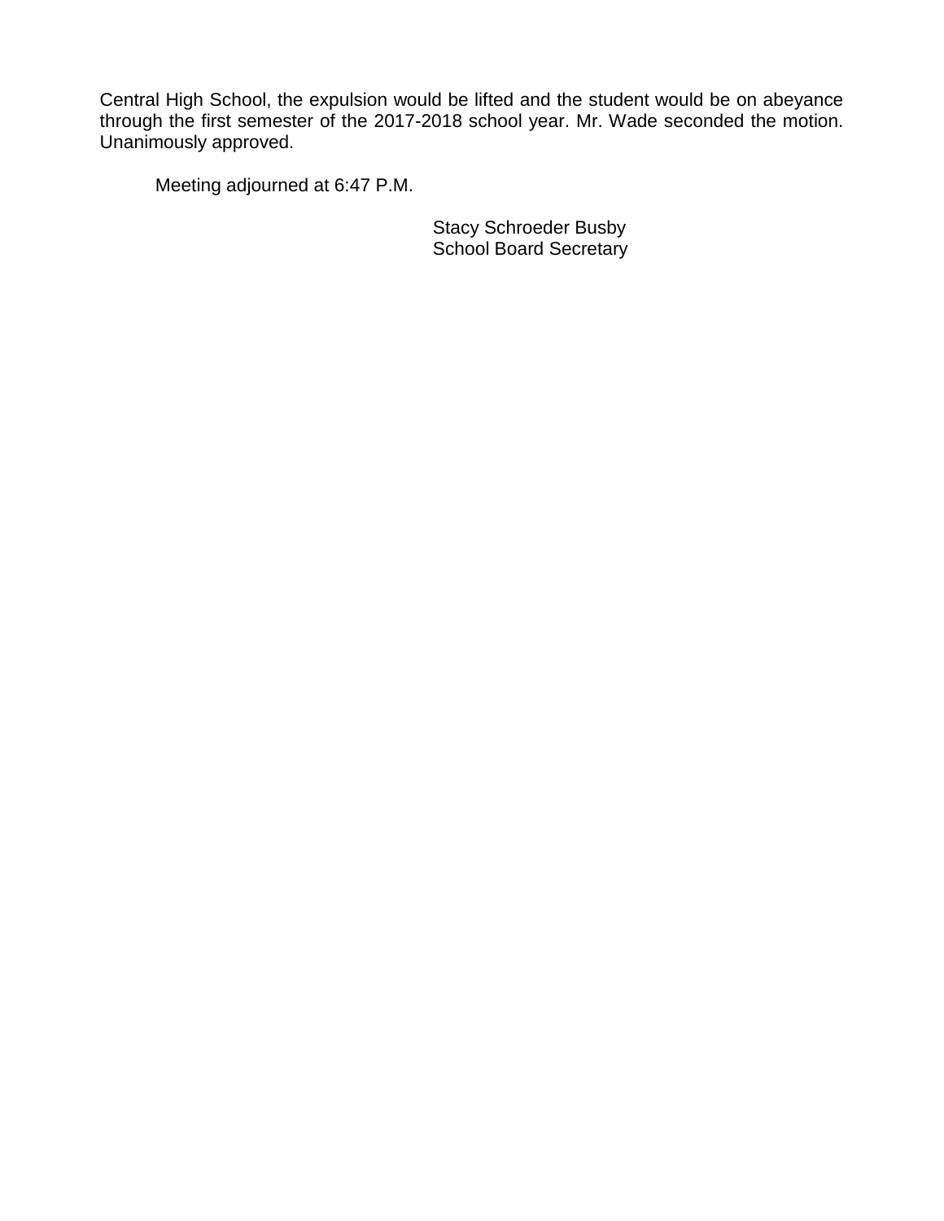Central High School, the expulsion would be lifted and the student would be on abeyance through the first semester of the 2017-2018 school year. Mr. Wade seconded the motion. Unanimously approved.

Meeting adjourned at 6:47 P.M.

Stacy Schroeder Busby
School Board Secretary